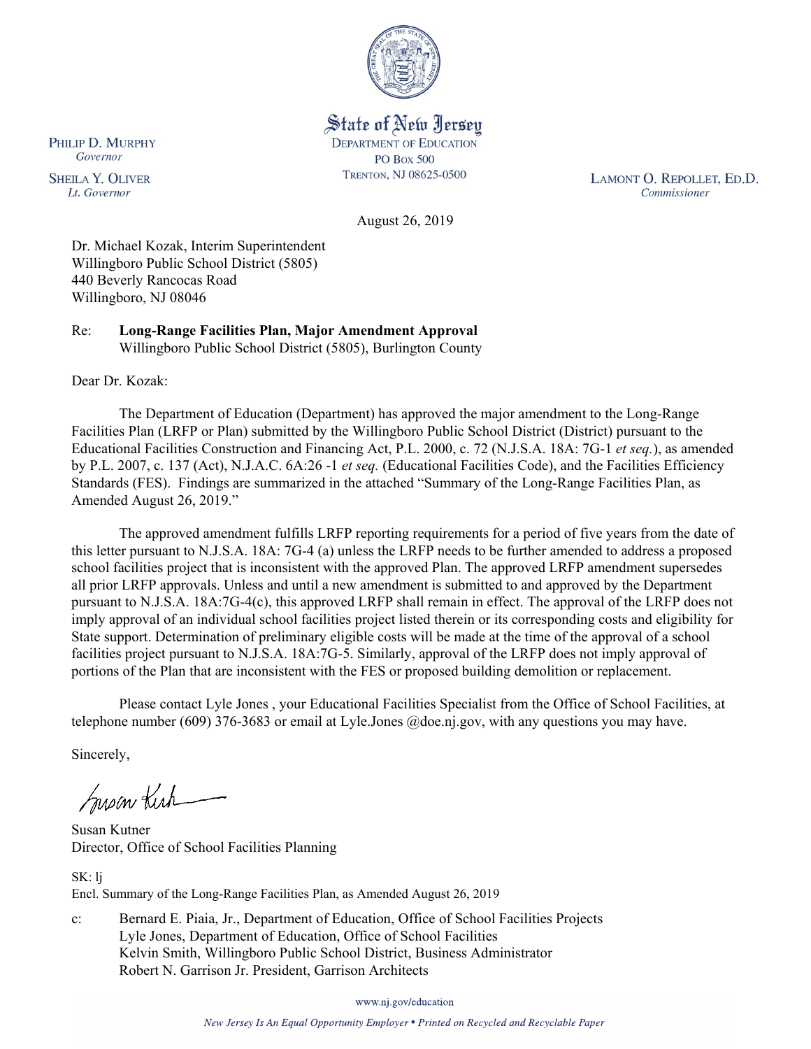State of New Jersey
DEPARTMENT OF EDUCATION
PO BOX 500
TRENTON, NJ 08625-0500

PHILIP D. MURPHY
*Governor*

SHEILA Y. OLIVER
*Lt. Governor*

LAMONT O. REPOLLET, ED.D.
*Commissioner*

August 26, 2019

Dr. Michael Kozak, Interim Superintendent
Willingboro Public School District (5805)
440 Beverly Rancocas Road
Willingboro, NJ 08046

Re: **Long-Range Facilities Plan, Major Amendment Approval**
Willingboro Public School District (5805), Burlington County

Dear Dr. Kozak:

The Department of Education (Department) has approved the major amendment to the Long-Range Facilities Plan (LRFP or Plan) submitted by the Willingboro Public School District (District) pursuant to the Educational Facilities Construction and Financing Act, P.L. 2000, c. 72 (N.J.S.A. 18A: 7G-1 *et seq.*), as amended by P.L. 2007, c. 137 (Act), N.J.A.C. 6A:26 -1 *et seq.* (Educational Facilities Code), and the Facilities Efficiency Standards (FES). Findings are summarized in the attached "Summary of the Long-Range Facilities Plan, as Amended August 26, 2019."

The approved amendment fulfills LRFP reporting requirements for a period of five years from the date of this letter pursuant to N.J.S.A. 18A: 7G-4 (a) unless the LRFP needs to be further amended to address a proposed school facilities project that is inconsistent with the approved Plan. The approved LRFP amendment supersedes all prior LRFP approvals. Unless and until a new amendment is submitted to and approved by the Department pursuant to N.J.S.A. 18A:7G-4(c), this approved LRFP shall remain in effect. The approval of the LRFP does not imply approval of an individual school facilities project listed therein or its corresponding costs and eligibility for State support. Determination of preliminary eligible costs will be made at the time of the approval of a school facilities project pursuant to N.J.S.A. 18A:7G-5. Similarly, approval of the LRFP does not imply approval of portions of the Plan that are inconsistent with the FES or proposed building demolition or replacement.

Please contact Lyle Jones , your Educational Facilities Specialist from the Office of School Facilities, at telephone number (609) 376-3683 or email at Lyle.Jones @doe.nj.gov, with any questions you may have.

Sincerely,

Susan Kutner
Director, Office of School Facilities Planning

SK: lj
Encl. Summary of the Long-Range Facilities Plan, as Amended August 26, 2019

c: Bernard E. Piaia, Jr., Department of Education, Office of School Facilities Projects
Lyle Jones, Department of Education, Office of School Facilities
Kelvin Smith, Willingboro Public School District, Business Administrator
Robert N. Garrison Jr. President, Garrison Architects

www.nj.gov/education

*New Jersey Is An Equal Opportunity Employer • Printed on Recycled and Recyclable Paper*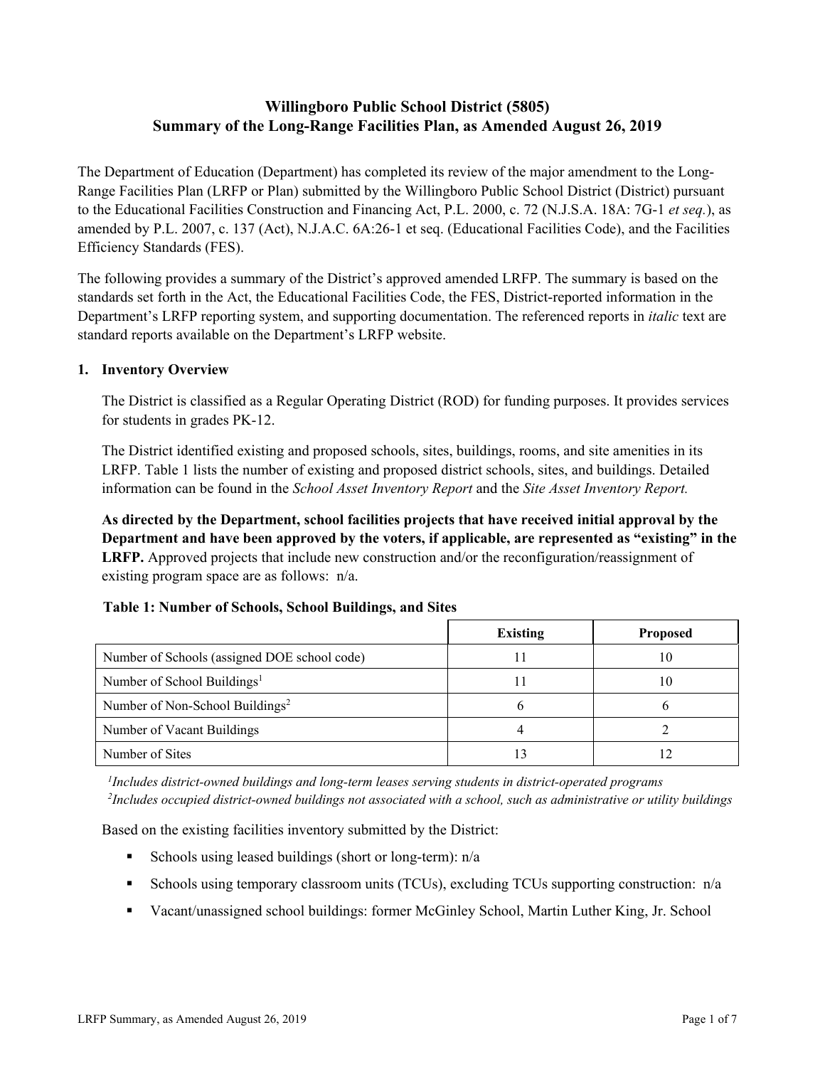# Willingboro Public School District (5805)
# Summary of the Long-Range Facilities Plan, as Amended August 26, 2019

The Department of Education (Department) has completed its review of the major amendment to the Long-Range Facilities Plan (LRFP or Plan) submitted by the Willingboro Public School District (District) pursuant to the Educational Facilities Construction and Financing Act, P.L. 2000, c. 72 (N.J.S.A. 18A: 7G-1 *et seq.*), as amended by P.L. 2007, c. 137 (Act), N.J.A.C. 6A:26-1 et seq. (Educational Facilities Code), and the Facilities Efficiency Standards (FES).

The following provides a summary of the District's approved amended LRFP. The summary is based on the standards set forth in the Act, the Educational Facilities Code, the FES, District-reported information in the Department's LRFP reporting system, and supporting documentation. The referenced reports in *italic* text are standard reports available on the Department's LRFP website.

## 1. Inventory Overview

The District is classified as a Regular Operating District (ROD) for funding purposes. It provides services for students in grades PK-12.

The District identified existing and proposed schools, sites, buildings, rooms, and site amenities in its LRFP. Table 1 lists the number of existing and proposed district schools, sites, and buildings. Detailed information can be found in the *School Asset Inventory Report* and the *Site Asset Inventory Report.*

**As directed by the Department, school facilities projects that have received initial approval by the Department and have been approved by the voters, if applicable, are represented as "existing" in the LRFP.** Approved projects that include new construction and/or the reconfiguration/reassignment of existing program space are as follows: n/a.

**Table 1: Number of Schools, School Buildings, and Sites**

| | Existing | Proposed |
|---|---|---|
| Number of Schools (assigned DOE school code) | 11 | 10 |
| Number of School Buildings[1] | 11 | 10 |
| Number of Non-School Buildings[2] | 6 | 6 |
| Number of Vacant Buildings | 4 | 2 |
| Number of Sites | 13 | 12 |

[1] *Includes district-owned buildings and long-term leases serving students in district-operated programs*
[2] *Includes occupied district-owned buildings not associated with a school, such as administrative or utility buildings*

Based on the existing facilities inventory submitted by the District:

- Schools using leased buildings (short or long-term): n/a
- Schools using temporary classroom units (TCUs), excluding TCUs supporting construction: n/a
- Vacant/unassigned school buildings: former McGinley School, Martin Luther King, Jr. School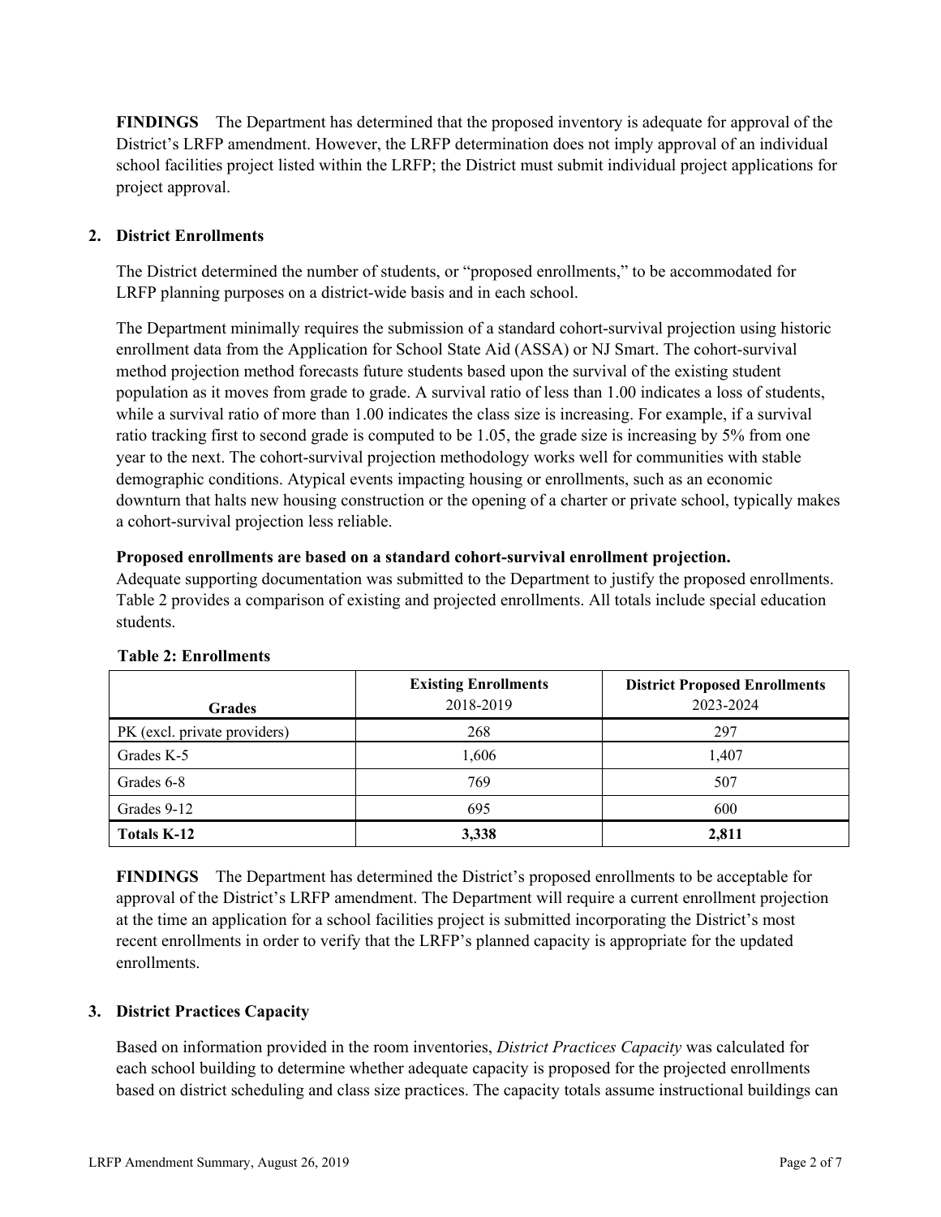**FINDINGS** The Department has determined that the proposed inventory is adequate for approval of the District's LRFP amendment. However, the LRFP determination does not imply approval of an individual school facilities project listed within the LRFP; the District must submit individual project applications for project approval.

## 2. District Enrollments

The District determined the number of students, or "proposed enrollments," to be accommodated for LRFP planning purposes on a district-wide basis and in each school.

The Department minimally requires the submission of a standard cohort-survival projection using historic enrollment data from the Application for School State Aid (ASSA) or NJ Smart. The cohort-survival method projection method forecasts future students based upon the survival of the existing student population as it moves from grade to grade. A survival ratio of less than 1.00 indicates a loss of students, while a survival ratio of more than 1.00 indicates the class size is increasing. For example, if a survival ratio tracking first to second grade is computed to be 1.05, the grade size is increasing by 5% from one year to the next. The cohort-survival projection methodology works well for communities with stable demographic conditions. Atypical events impacting housing or enrollments, such as an economic downturn that halts new housing construction or the opening of a charter or private school, typically makes a cohort-survival projection less reliable.

**Proposed enrollments are based on a standard cohort-survival enrollment projection.**
Adequate supporting documentation was submitted to the Department to justify the proposed enrollments. Table 2 provides a comparison of existing and projected enrollments. All totals include special education students.

**Table 2: Enrollments**

| Grades | Existing Enrollments 2018-2019 | District Proposed Enrollments 2023-2024 |
|---|---|---|
| PK (excl. private providers) | 268 | 297 |
| Grades K-5 | 1,606 | 1,407 |
| Grades 6-8 | 769 | 507 |
| Grades 9-12 | 695 | 600 |
| **Totals K-12** | **3,338** | **2,811** |

**FINDINGS** The Department has determined the District's proposed enrollments to be acceptable for approval of the District's LRFP amendment. The Department will require a current enrollment projection at the time an application for a school facilities project is submitted incorporating the District's most recent enrollments in order to verify that the LRFP's planned capacity is appropriate for the updated enrollments.

## 3. District Practices Capacity

Based on information provided in the room inventories, *District Practices Capacity* was calculated for each school building to determine whether adequate capacity is proposed for the projected enrollments based on district scheduling and class size practices. The capacity totals assume instructional buildings can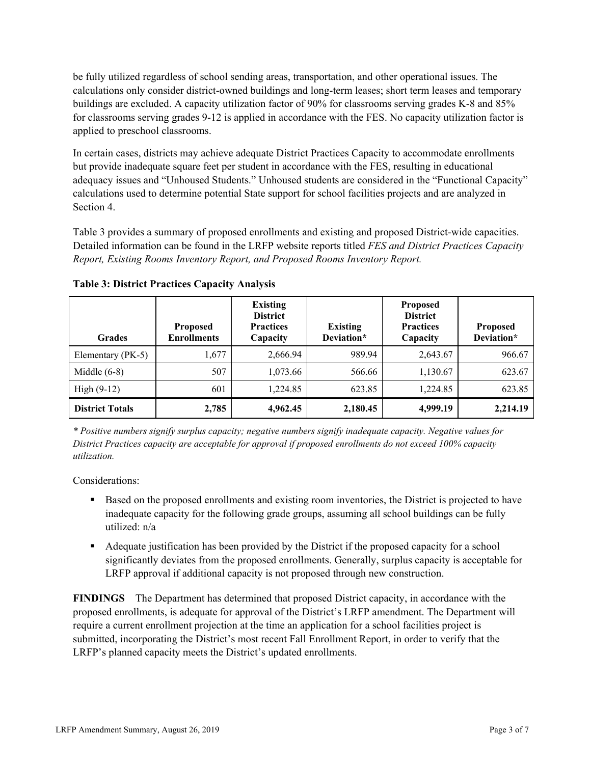be fully utilized regardless of school sending areas, transportation, and other operational issues. The calculations only consider district-owned buildings and long-term leases; short term leases and temporary buildings are excluded. A capacity utilization factor of 90% for classrooms serving grades K-8 and 85% for classrooms serving grades 9-12 is applied in accordance with the FES. No capacity utilization factor is applied to preschool classrooms.

In certain cases, districts may achieve adequate District Practices Capacity to accommodate enrollments but provide inadequate square feet per student in accordance with the FES, resulting in educational adequacy issues and "Unhoused Students." Unhoused students are considered in the "Functional Capacity" calculations used to determine potential State support for school facilities projects and are analyzed in Section 4.

Table 3 provides a summary of proposed enrollments and existing and proposed District-wide capacities. Detailed information can be found in the LRFP website reports titled *FES and District Practices Capacity Report, Existing Rooms Inventory Report, and Proposed Rooms Inventory Report.*

**Table 3: District Practices Capacity Analysis**

| Grades | Proposed Enrollments | Existing District Practices Capacity | Existing Deviation* | Proposed District Practices Capacity | Proposed Deviation* |
|---|---|---|---|---|---|
| Elementary (PK-5) | 1,677 | 2,666.94 | 989.94 | 2,643.67 | 966.67 |
| Middle (6-8) | 507 | 1,073.66 | 566.66 | 1,130.67 | 623.67 |
| High (9-12) | 601 | 1,224.85 | 623.85 | 1,224.85 | 623.85 |
| **District Totals** | **2,785** | **4,962.45** | **2,180.45** | **4,999.19** | **2,214.19** |

*\* Positive numbers signify surplus capacity; negative numbers signify inadequate capacity. Negative values for District Practices capacity are acceptable for approval if proposed enrollments do not exceed 100% capacity utilization.*

Considerations:

- Based on the proposed enrollments and existing room inventories, the District is projected to have inadequate capacity for the following grade groups, assuming all school buildings can be fully utilized: n/a
- Adequate justification has been provided by the District if the proposed capacity for a school significantly deviates from the proposed enrollments. Generally, surplus capacity is acceptable for LRFP approval if additional capacity is not proposed through new construction.

**FINDINGS** The Department has determined that proposed District capacity, in accordance with the proposed enrollments, is adequate for approval of the District's LRFP amendment. The Department will require a current enrollment projection at the time an application for a school facilities project is submitted, incorporating the District's most recent Fall Enrollment Report, in order to verify that the LRFP's planned capacity meets the District's updated enrollments.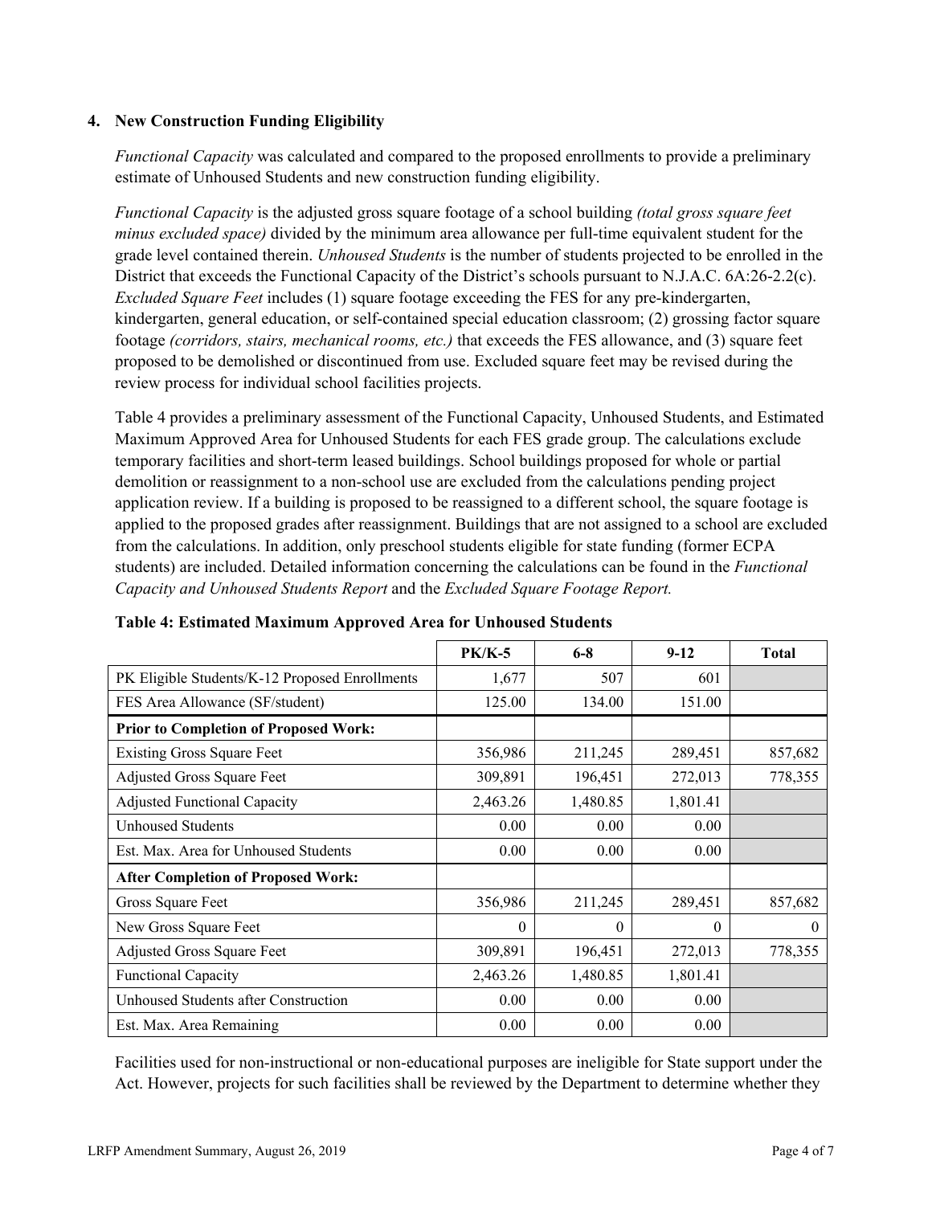### 4. New Construction Funding Eligibility

*Functional Capacity* was calculated and compared to the proposed enrollments to provide a preliminary estimate of Unhoused Students and new construction funding eligibility.

*Functional Capacity* is the adjusted gross square footage of a school building *(total gross square feet minus excluded space)* divided by the minimum area allowance per full-time equivalent student for the grade level contained therein. *Unhoused Students* is the number of students projected to be enrolled in the District that exceeds the Functional Capacity of the District's schools pursuant to N.J.A.C. 6A:26-2.2(c). *Excluded Square Feet* includes (1) square footage exceeding the FES for any pre-kindergarten, kindergarten, general education, or self-contained special education classroom; (2) grossing factor square footage *(corridors, stairs, mechanical rooms, etc.)* that exceeds the FES allowance, and (3) square feet proposed to be demolished or discontinued from use. Excluded square feet may be revised during the review process for individual school facilities projects.

Table 4 provides a preliminary assessment of the Functional Capacity, Unhoused Students, and Estimated Maximum Approved Area for Unhoused Students for each FES grade group. The calculations exclude temporary facilities and short-term leased buildings. School buildings proposed for whole or partial demolition or reassignment to a non-school use are excluded from the calculations pending project application review. If a building is proposed to be reassigned to a different school, the square footage is applied to the proposed grades after reassignment. Buildings that are not assigned to a school are excluded from the calculations. In addition, only preschool students eligible for state funding (former ECPA students) are included. Detailed information concerning the calculations can be found in the *Functional Capacity and Unhoused Students Report* and the *Excluded Square Footage Report.*

**Table 4: Estimated Maximum Approved Area for Unhoused Students**

| | PK/K-5 | 6-8 | 9-12 | Total |
|---|---|---|---|---|
| PK Eligible Students/K-12 Proposed Enrollments | 1,677 | 507 | 601 | |
| FES Area Allowance (SF/student) | 125.00 | 134.00 | 151.00 | |
| **Prior to Completion of Proposed Work:** | | | | |
| Existing Gross Square Feet | 356,986 | 211,245 | 289,451 | 857,682 |
| Adjusted Gross Square Feet | 309,891 | 196,451 | 272,013 | 778,355 |
| Adjusted Functional Capacity | 2,463.26 | 1,480.85 | 1,801.41 | |
| Unhoused Students | 0.00 | 0.00 | 0.00 | |
| Est. Max. Area for Unhoused Students | 0.00 | 0.00 | 0.00 | |
| **After Completion of Proposed Work:** | | | | |
| Gross Square Feet | 356,986 | 211,245 | 289,451 | 857,682 |
| New Gross Square Feet | 0 | 0 | 0 | 0 |
| Adjusted Gross Square Feet | 309,891 | 196,451 | 272,013 | 778,355 |
| Functional Capacity | 2,463.26 | 1,480.85 | 1,801.41 | |
| Unhoused Students after Construction | 0.00 | 0.00 | 0.00 | |
| Est. Max. Area Remaining | 0.00 | 0.00 | 0.00 | |

Facilities used for non-instructional or non-educational purposes are ineligible for State support under the Act. However, projects for such facilities shall be reviewed by the Department to determine whether they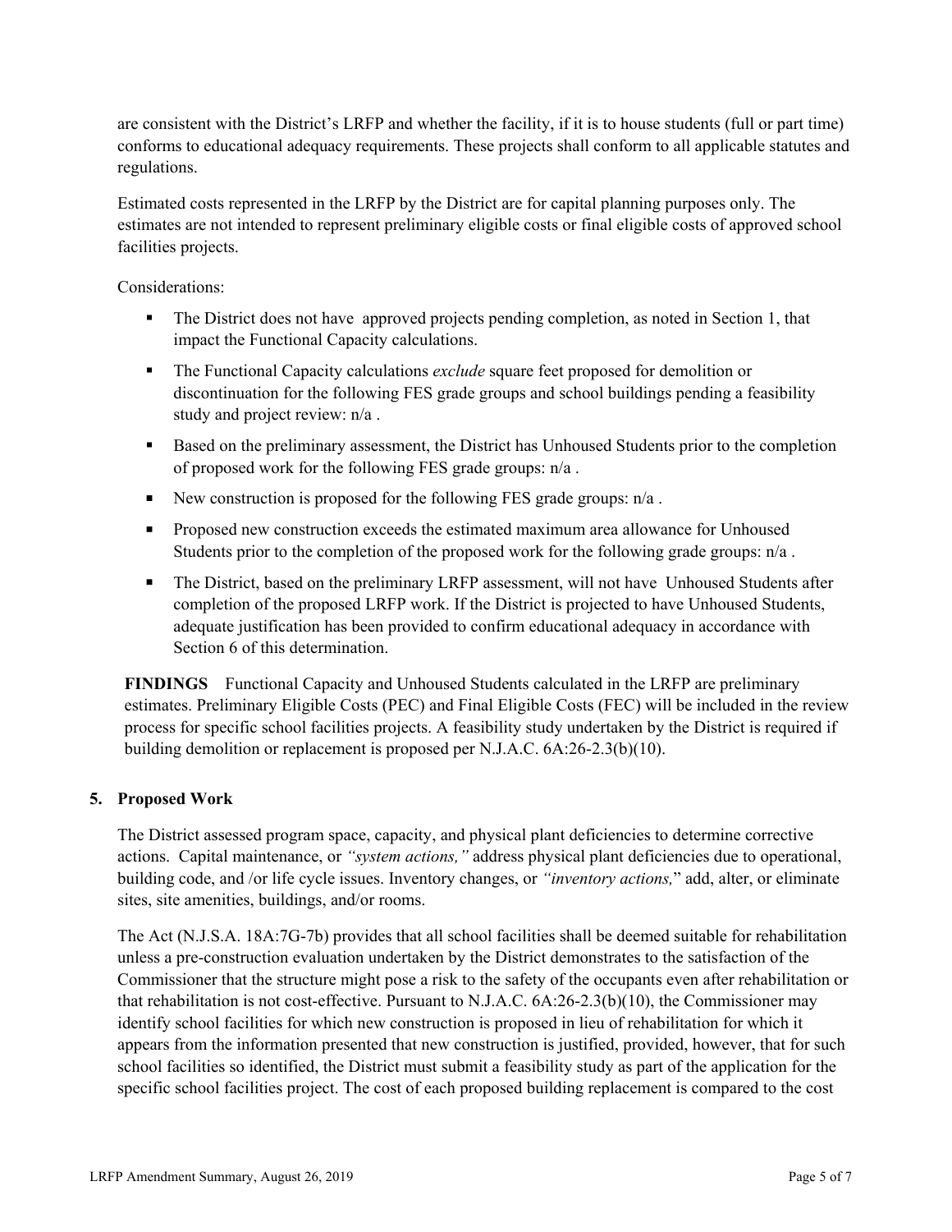are consistent with the District's LRFP and whether the facility, if it is to house students (full or part time) conforms to educational adequacy requirements. These projects shall conform to all applicable statutes and regulations.

Estimated costs represented in the LRFP by the District are for capital planning purposes only. The estimates are not intended to represent preliminary eligible costs or final eligible costs of approved school facilities projects.

Considerations:

- The District does not have approved projects pending completion, as noted in Section 1, that impact the Functional Capacity calculations.
- The Functional Capacity calculations *exclude* square feet proposed for demolition or discontinuation for the following FES grade groups and school buildings pending a feasibility study and project review: n/a .
- Based on the preliminary assessment, the District has Unhoused Students prior to the completion of proposed work for the following FES grade groups: n/a .
- New construction is proposed for the following FES grade groups: n/a .
- Proposed new construction exceeds the estimated maximum area allowance for Unhoused Students prior to the completion of the proposed work for the following grade groups: n/a .
- The District, based on the preliminary LRFP assessment, will not have Unhoused Students after completion of the proposed LRFP work. If the District is projected to have Unhoused Students, adequate justification has been provided to confirm educational adequacy in accordance with Section 6 of this determination.

**FINDINGS** Functional Capacity and Unhoused Students calculated in the LRFP are preliminary estimates. Preliminary Eligible Costs (PEC) and Final Eligible Costs (FEC) will be included in the review process for specific school facilities projects. A feasibility study undertaken by the District is required if building demolition or replacement is proposed per N.J.A.C. 6A:26-2.3(b)(10).

## 5. Proposed Work

The District assessed program space, capacity, and physical plant deficiencies to determine corrective actions. Capital maintenance, or *"system actions,"* address physical plant deficiencies due to operational, building code, and /or life cycle issues. Inventory changes, or *"inventory actions,"* add, alter, or eliminate sites, site amenities, buildings, and/or rooms.

The Act (N.J.S.A. 18A:7G-7b) provides that all school facilities shall be deemed suitable for rehabilitation unless a pre-construction evaluation undertaken by the District demonstrates to the satisfaction of the Commissioner that the structure might pose a risk to the safety of the occupants even after rehabilitation or that rehabilitation is not cost-effective. Pursuant to N.J.A.C. 6A:26-2.3(b)(10), the Commissioner may identify school facilities for which new construction is proposed in lieu of rehabilitation for which it appears from the information presented that new construction is justified, provided, however, that for such school facilities so identified, the District must submit a feasibility study as part of the application for the specific school facilities project. The cost of each proposed building replacement is compared to the cost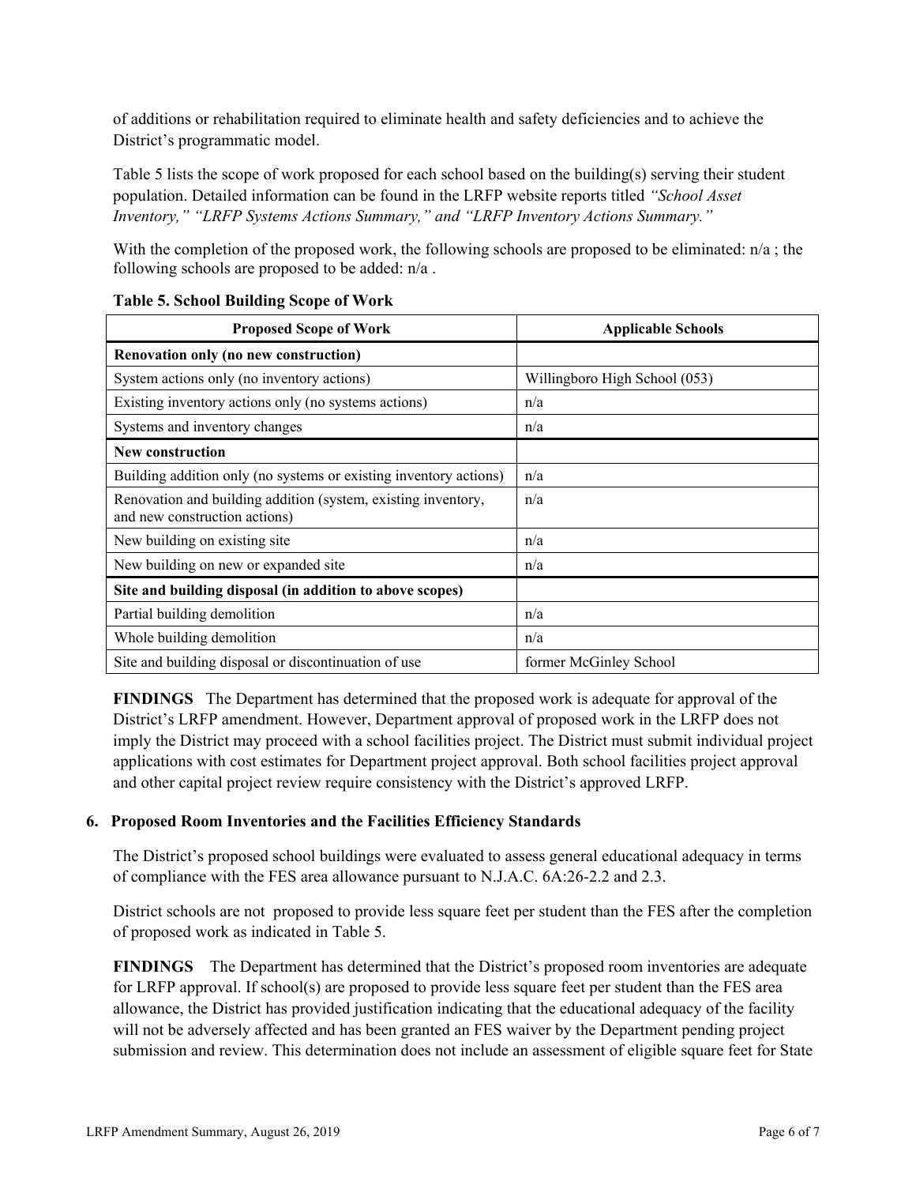of additions or rehabilitation required to eliminate health and safety deficiencies and to achieve the District's programmatic model.

Table 5 lists the scope of work proposed for each school based on the building(s) serving their student population. Detailed information can be found in the LRFP website reports titled *"School Asset Inventory," "LRFP Systems Actions Summary," and "LRFP Inventory Actions Summary."*

With the completion of the proposed work, the following schools are proposed to be eliminated: n/a ; the following schools are proposed to be added: n/a .

**Table 5. School Building Scope of Work**

| Proposed Scope of Work | Applicable Schools |
|---|---|
| **Renovation only (no new construction)** | |
| System actions only (no inventory actions) | Willingboro High School (053) |
| Existing inventory actions only (no systems actions) | n/a |
| Systems and inventory changes | n/a |
| **New construction** | |
| Building addition only (no systems or existing inventory actions) | n/a |
| Renovation and building addition (system, existing inventory, and new construction actions) | n/a |
| New building on existing site | n/a |
| New building on new or expanded site | n/a |
| **Site and building disposal (in addition to above scopes)** | |
| Partial building demolition | n/a |
| Whole building demolition | n/a |
| Site and building disposal or discontinuation of use | former McGinley School |

**FINDINGS** The Department has determined that the proposed work is adequate for approval of the District's LRFP amendment. However, Department approval of proposed work in the LRFP does not imply the District may proceed with a school facilities project. The District must submit individual project applications with cost estimates for Department project approval. Both school facilities project approval and other capital project review require consistency with the District's approved LRFP.

### 6. Proposed Room Inventories and the Facilities Efficiency Standards

The District's proposed school buildings were evaluated to assess general educational adequacy in terms of compliance with the FES area allowance pursuant to N.J.A.C. 6A:26-2.2 and 2.3.

District schools are not proposed to provide less square feet per student than the FES after the completion of proposed work as indicated in Table 5.

**FINDINGS** The Department has determined that the District's proposed room inventories are adequate for LRFP approval. If school(s) are proposed to provide less square feet per student than the FES area allowance, the District has provided justification indicating that the educational adequacy of the facility will not be adversely affected and has been granted an FES waiver by the Department pending project submission and review. This determination does not include an assessment of eligible square feet for State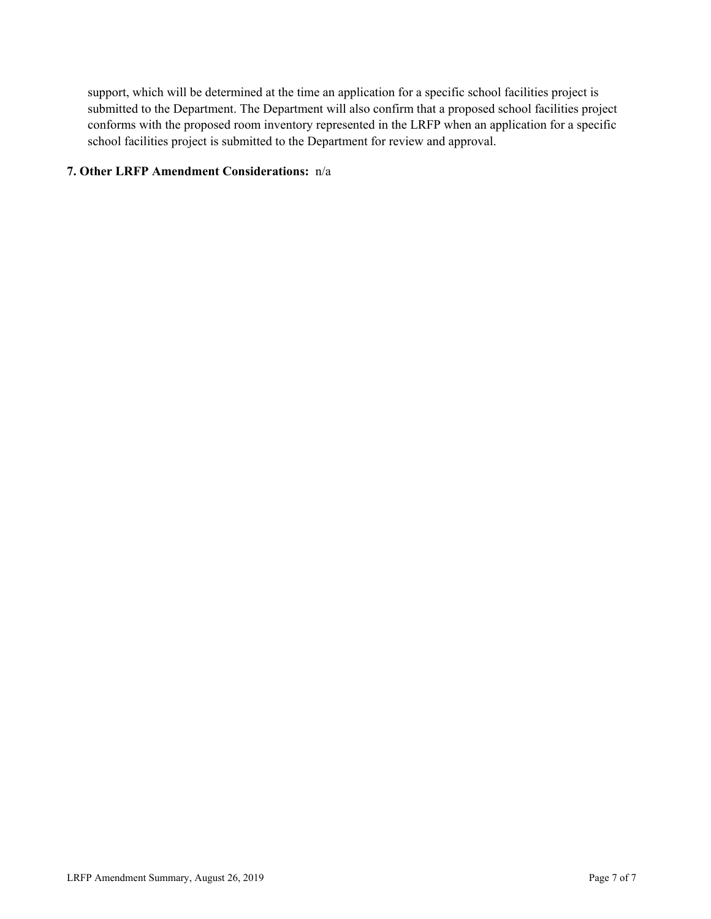support, which will be determined at the time an application for a specific school facilities project is submitted to the Department. The Department will also confirm that a proposed school facilities project conforms with the proposed room inventory represented in the LRFP when an application for a specific school facilities project is submitted to the Department for review and approval.

**7. Other LRFP Amendment Considerations:** n/a